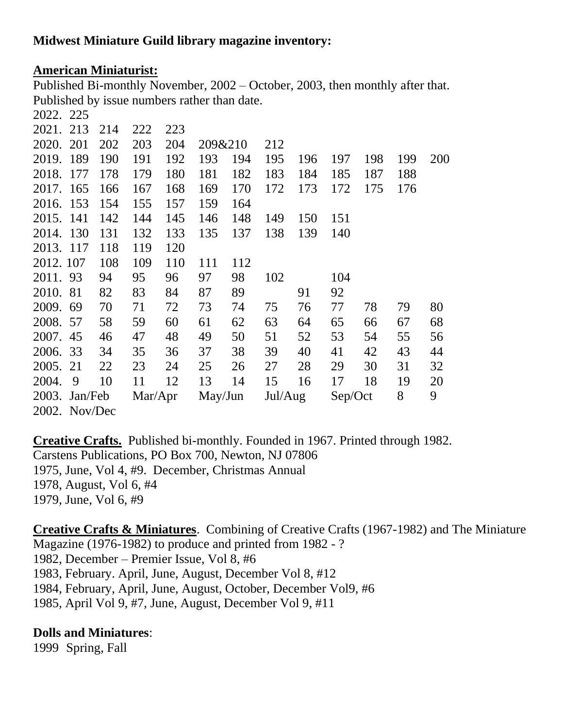**Midwest Miniature Guild library magazine inventory:**

**American Miniaturist:**

Published Bi-monthly November, 2002 – October, 2003, then monthly after that.
Published by issue numbers rather than date.

| | | | | | | | | | | | | |
|---|---|---|---|---|---|---|---|---|---|---|---|---|
| 2022. | 225 | | | | | | | | | | | |
| 2021. | 213 | 214 | 222 | 223 | | | | | | | | |
| 2020. | 201 | 202 | 203 | 204 | 209&210 | | 212 | | | | | |
| 2019. | 189 | 190 | 191 | 192 | 193 | 194 | 195 | 196 | 197 | 198 | 199 | 200 |
| 2018. | 177 | 178 | 179 | 180 | 181 | 182 | 183 | 184 | 185 | 187 | 188 | |
| 2017. | 165 | 166 | 167 | 168 | 169 | 170 | 172 | 173 | 172 | 175 | 176 | |
| 2016. | 153 | 154 | 155 | 157 | 159 | 164 | | | | | | |
| 2015. | 141 | 142 | 144 | 145 | 146 | 148 | 149 | 150 | 151 | | | |
| 2014. | 130 | 131 | 132 | 133 | 135 | 137 | 138 | 139 | 140 | | | |
| 2013. | 117 | 118 | 119 | 120 | | | | | | | | |
| 2012. | 107 | 108 | 109 | 110 | 111 | 112 | | | | | | |
| 2011. | 93 | 94 | 95 | 96 | 97 | 98 | 102 | | 104 | | | |
| 2010. | 81 | 82 | 83 | 84 | 87 | 89 | | 91 | 92 | | | |
| 2009. | 69 | 70 | 71 | 72 | 73 | 74 | 75 | 76 | 77 | 78 | 79 | 80 |
| 2008. | 57 | 58 | 59 | 60 | 61 | 62 | 63 | 64 | 65 | 66 | 67 | 68 |
| 2007. | 45 | 46 | 47 | 48 | 49 | 50 | 51 | 52 | 53 | 54 | 55 | 56 |
| 2006. | 33 | 34 | 35 | 36 | 37 | 38 | 39 | 40 | 41 | 42 | 43 | 44 |
| 2005. | 21 | 22 | 23 | 24 | 25 | 26 | 27 | 28 | 29 | 30 | 31 | 32 |
| 2004. | 9 | 10 | 11 | 12 | 13 | 14 | 15 | 16 | 17 | 18 | 19 | 20 |
| 2003. | Jan/Feb | | Mar/Apr | | May/Jun | | Jul/Aug | | Sep/Oct | | 8 | 9 |
| 2002. | Nov/Dec | | | | | | | | | | | |

**Creative Crafts.** Published bi-monthly. Founded in 1967. Printed through 1982.
Carstens Publications, PO Box 700, Newton, NJ 07806
1975, June, Vol 4, #9. December, Christmas Annual
1978, August, Vol 6, #4
1979, June, Vol 6, #9

**Creative Crafts & Miniatures**. Combining of Creative Crafts (1967-1982) and The Miniature Magazine (1976-1982) to produce and printed from 1982 - ?
1982, December – Premier Issue, Vol 8, #6
1983, February. April, June, August, December Vol 8, #12
1984, February, April, June, August, October, December Vol9, #6
1985, April Vol 9, #7, June, August, December Vol 9, #11

**Dolls and Miniatures**:
1999 Spring, Fall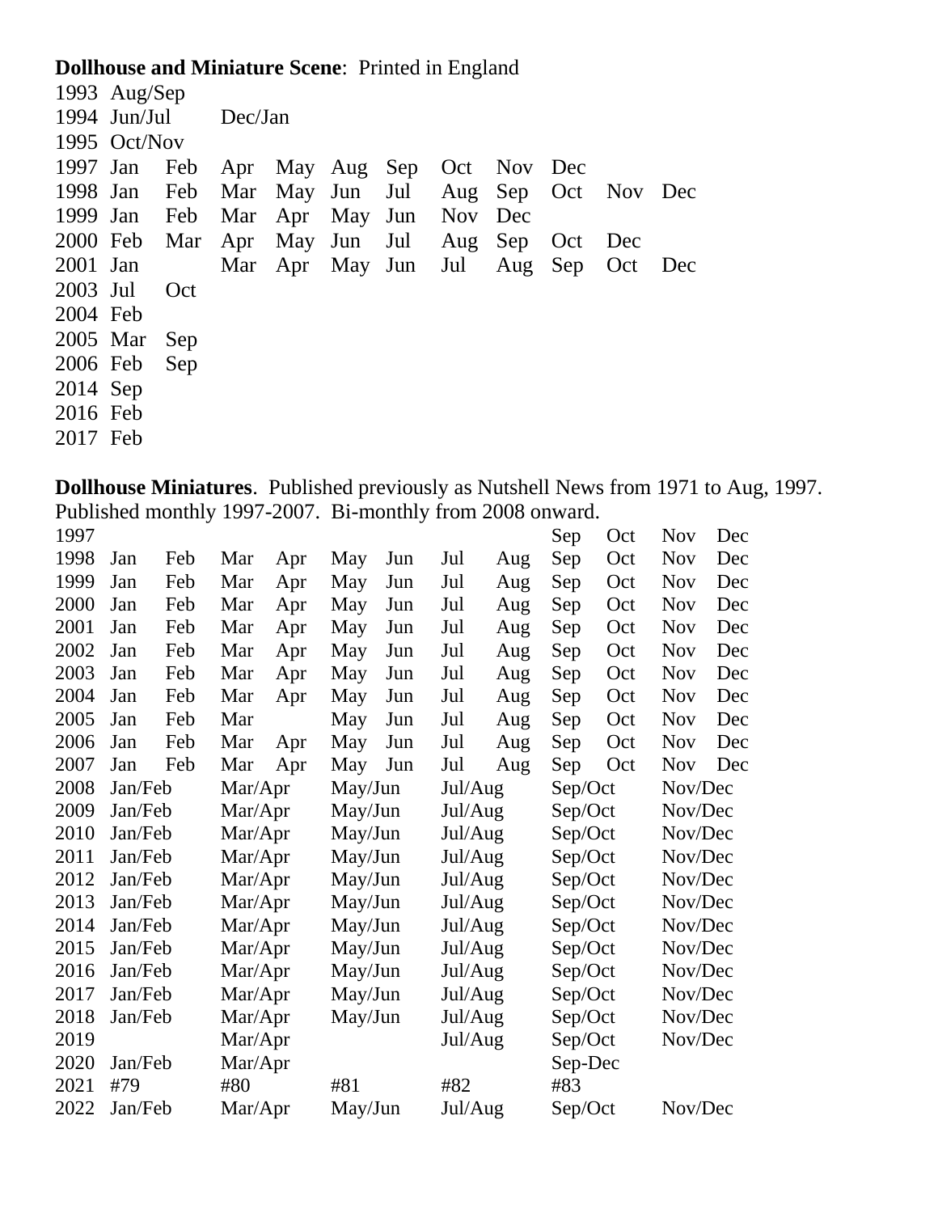**Dollhouse and Miniature Scene**: Printed in England

| | | | | | | | | | | | |
|---|---|---|---|---|---|---|---|---|---|---|---|
| 1993 | Aug/Sep | | | | | | | | | | |
| 1994 | Jun/Jul | | Dec/Jan | | | | | | | | |
| 1995 | Oct/Nov | | | | | | | | | | |
| 1997 | Jan | Feb | Apr | May | Aug | Sep | Oct | Nov | Dec | | |
| 1998 | Jan | Feb | Mar | May | Jun | Jul | Aug | Sep | Oct | Nov | Dec |
| 1999 | Jan | Feb | Mar | Apr | May | Jun | Nov | Dec | | | |
| 2000 | Feb | Mar | Apr | May | Jun | Jul | Aug | Sep | Oct | Dec | |
| 2001 | Jan | | Mar | Apr | May | Jun | Jul | Aug | Sep | Oct | Dec |
| 2003 | Jul | Oct | | | | | | | | | |
| 2004 | Feb | | | | | | | | | | |
| 2005 | Mar | Sep | | | | | | | | | |
| 2006 | Feb | Sep | | | | | | | | | |
| 2014 | Sep | | | | | | | | | | |
| 2016 | Feb | | | | | | | | | | |
| 2017 | Feb | | | | | | | | | | |

**Dollhouse Miniatures**. Published previously as Nutshell News from 1971 to Aug, 1997. Published monthly 1997-2007. Bi-monthly from 2008 onward.

| | | | | | | | | | | | | |
|---|---|---|---|---|---|---|---|---|---|---|---|---|
| 1997 | | | | | | | | | Sep | Oct | Nov | Dec |
| 1998 | Jan | Feb | Mar | Apr | May | Jun | Jul | Aug | Sep | Oct | Nov | Dec |
| 1999 | Jan | Feb | Mar | Apr | May | Jun | Jul | Aug | Sep | Oct | Nov | Dec |
| 2000 | Jan | Feb | Mar | Apr | May | Jun | Jul | Aug | Sep | Oct | Nov | Dec |
| 2001 | Jan | Feb | Mar | Apr | May | Jun | Jul | Aug | Sep | Oct | Nov | Dec |
| 2002 | Jan | Feb | Mar | Apr | May | Jun | Jul | Aug | Sep | Oct | Nov | Dec |
| 2003 | Jan | Feb | Mar | Apr | May | Jun | Jul | Aug | Sep | Oct | Nov | Dec |
| 2004 | Jan | Feb | Mar | Apr | May | Jun | Jul | Aug | Sep | Oct | Nov | Dec |
| 2005 | Jan | Feb | Mar | | May | Jun | Jul | Aug | Sep | Oct | Nov | Dec |
| 2006 | Jan | Feb | Mar | Apr | May | Jun | Jul | Aug | Sep | Oct | Nov | Dec |
| 2007 | Jan | Feb | Mar | Apr | May | Jun | Jul | Aug | Sep | Oct | Nov | Dec |
| 2008 | Jan/Feb | | Mar/Apr | | May/Jun | | Jul/Aug | | Sep/Oct | | Nov/Dec | |
| 2009 | Jan/Feb | | Mar/Apr | | May/Jun | | Jul/Aug | | Sep/Oct | | Nov/Dec | |
| 2010 | Jan/Feb | | Mar/Apr | | May/Jun | | Jul/Aug | | Sep/Oct | | Nov/Dec | |
| 2011 | Jan/Feb | | Mar/Apr | | May/Jun | | Jul/Aug | | Sep/Oct | | Nov/Dec | |
| 2012 | Jan/Feb | | Mar/Apr | | May/Jun | | Jul/Aug | | Sep/Oct | | Nov/Dec | |
| 2013 | Jan/Feb | | Mar/Apr | | May/Jun | | Jul/Aug | | Sep/Oct | | Nov/Dec | |
| 2014 | Jan/Feb | | Mar/Apr | | May/Jun | | Jul/Aug | | Sep/Oct | | Nov/Dec | |
| 2015 | Jan/Feb | | Mar/Apr | | May/Jun | | Jul/Aug | | Sep/Oct | | Nov/Dec | |
| 2016 | Jan/Feb | | Mar/Apr | | May/Jun | | Jul/Aug | | Sep/Oct | | Nov/Dec | |
| 2017 | Jan/Feb | | Mar/Apr | | May/Jun | | Jul/Aug | | Sep/Oct | | Nov/Dec | |
| 2018 | Jan/Feb | | Mar/Apr | | May/Jun | | Jul/Aug | | Sep/Oct | | Nov/Dec | |
| 2019 | | | Mar/Apr | | | | Jul/Aug | | Sep/Oct | | Nov/Dec | |
| 2020 | Jan/Feb | | Mar/Apr | | | | | | Sep-Dec | | | |
| 2021 | #79 | | #80 | | #81 | | #82 | | #83 | | | |
| 2022 | Jan/Feb | | Mar/Apr | | May/Jun | | Jul/Aug | | Sep/Oct | | Nov/Dec | |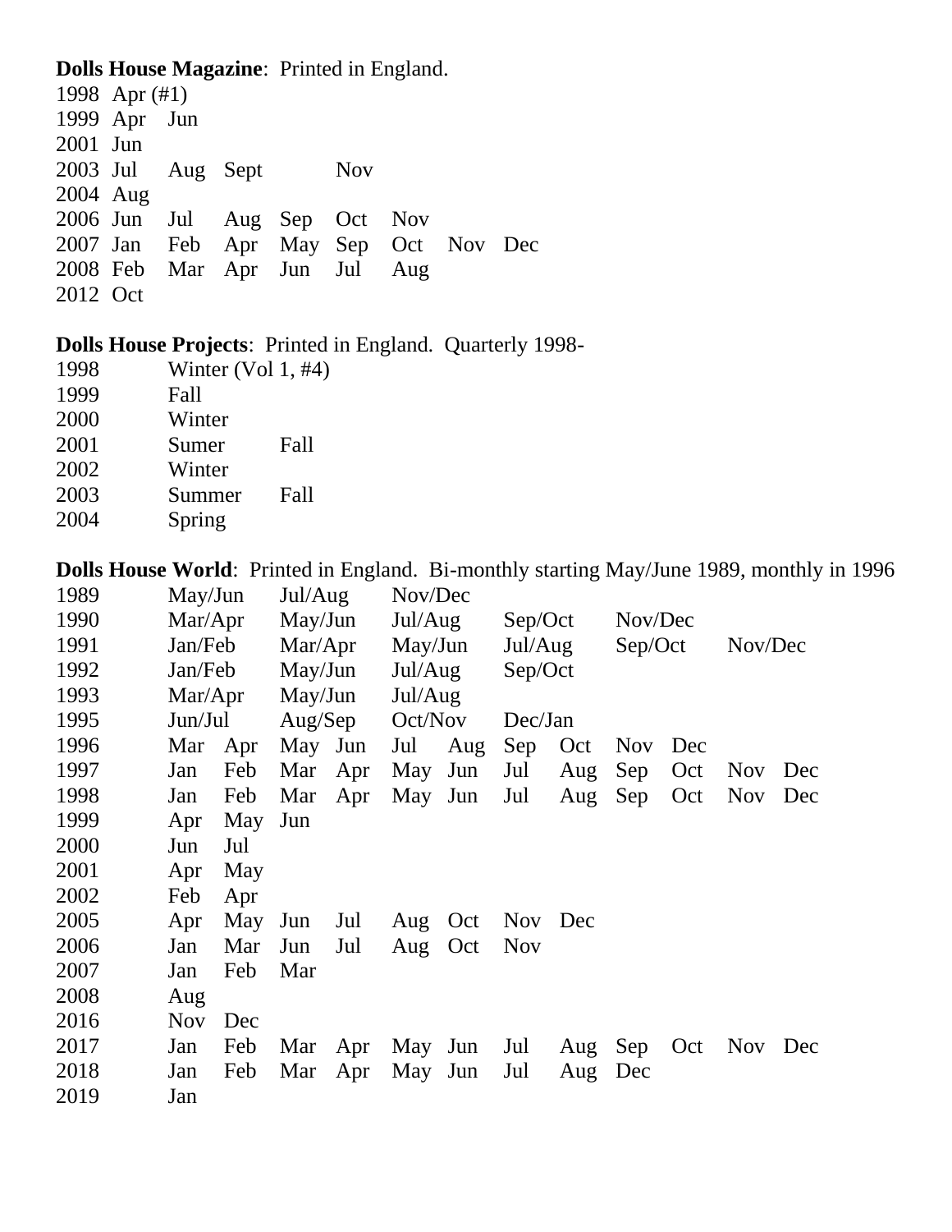**Dolls House Magazine**: Printed in England.

| | | | | | | | |
|---|---|---|---|---|---|---|---|
| 1998 | Apr (#1) | | | | | | |
| 1999 | Apr | Jun | | | | | |
| 2001 | Jun | | | | | | |
| 2003 | Jul | Aug | Sept | | Nov | | |
| 2004 | Aug | | | | | | |
| 2006 | Jun | Jul | Aug | Sep | Oct | Nov | |
| 2007 | Jan | Feb | Apr | May | Sep | Oct | Nov Dec |
| 2008 | Feb | Mar | Apr | Jun | Jul | Aug | |
| 2012 | Oct | | | | | | |

**Dolls House Projects**: Printed in England. Quarterly 1998-

| | | |
|---|---|---|
| 1998 | Winter (Vol 1, #4) | |
| 1999 | Fall | |
| 2000 | Winter | |
| 2001 | Sumer | Fall |
| 2002 | Winter | |
| 2003 | Summer | Fall |
| 2004 | Spring | |

**Dolls House World**: Printed in England. Bi-monthly starting May/June 1989, monthly in 1996

| | | | | | | | | | | | | |
|---|---|---|---|---|---|---|---|---|---|---|---|---|
| 1989 | May/Jun | | Jul/Aug | | Nov/Dec | | | | | | | |
| 1990 | Mar/Apr | | May/Jun | | Jul/Aug | | Sep/Oct | | Nov/Dec | | | |
| 1991 | Jan/Feb | | Mar/Apr | | May/Jun | | Jul/Aug | | Sep/Oct | | Nov/Dec | |
| 1992 | Jan/Feb | | May/Jun | | Jul/Aug | | Sep/Oct | | | | | |
| 1993 | Mar/Apr | | May/Jun | | Jul/Aug | | | | | | | |
| 1995 | Jun/Jul | | Aug/Sep | | Oct/Nov | | Dec/Jan | | | | | |
| 1996 | Mar | Apr | May | Jun | Jul | Aug | Sep | Oct | Nov | Dec | | |
| 1997 | Jan | Feb | Mar | Apr | May | Jun | Jul | Aug | Sep | Oct | Nov | Dec |
| 1998 | Jan | Feb | Mar | Apr | May | Jun | Jul | Aug | Sep | Oct | Nov | Dec |
| 1999 | Apr | May | Jun | | | | | | | | | |
| 2000 | Jun | Jul | | | | | | | | | | |
| 2001 | Apr | May | | | | | | | | | | |
| 2002 | Feb | Apr | | | | | | | | | | |
| 2005 | Apr | May | Jun | Jul | Aug | Oct | Nov | Dec | | | | |
| 2006 | Jan | Mar | Jun | Jul | Aug | Oct | Nov | | | | | |
| 2007 | Jan | Feb | Mar | | | | | | | | | |
| 2008 | Aug | | | | | | | | | | | |
| 2016 | Nov | Dec | | | | | | | | | | |
| 2017 | Jan | Feb | Mar | Apr | May | Jun | Jul | Aug | Sep | Oct | Nov | Dec |
| 2018 | Jan | Feb | Mar | Apr | May | Jun | Jul | Aug | Dec | | | |
| 2019 | Jan | | | | | | | | | | | |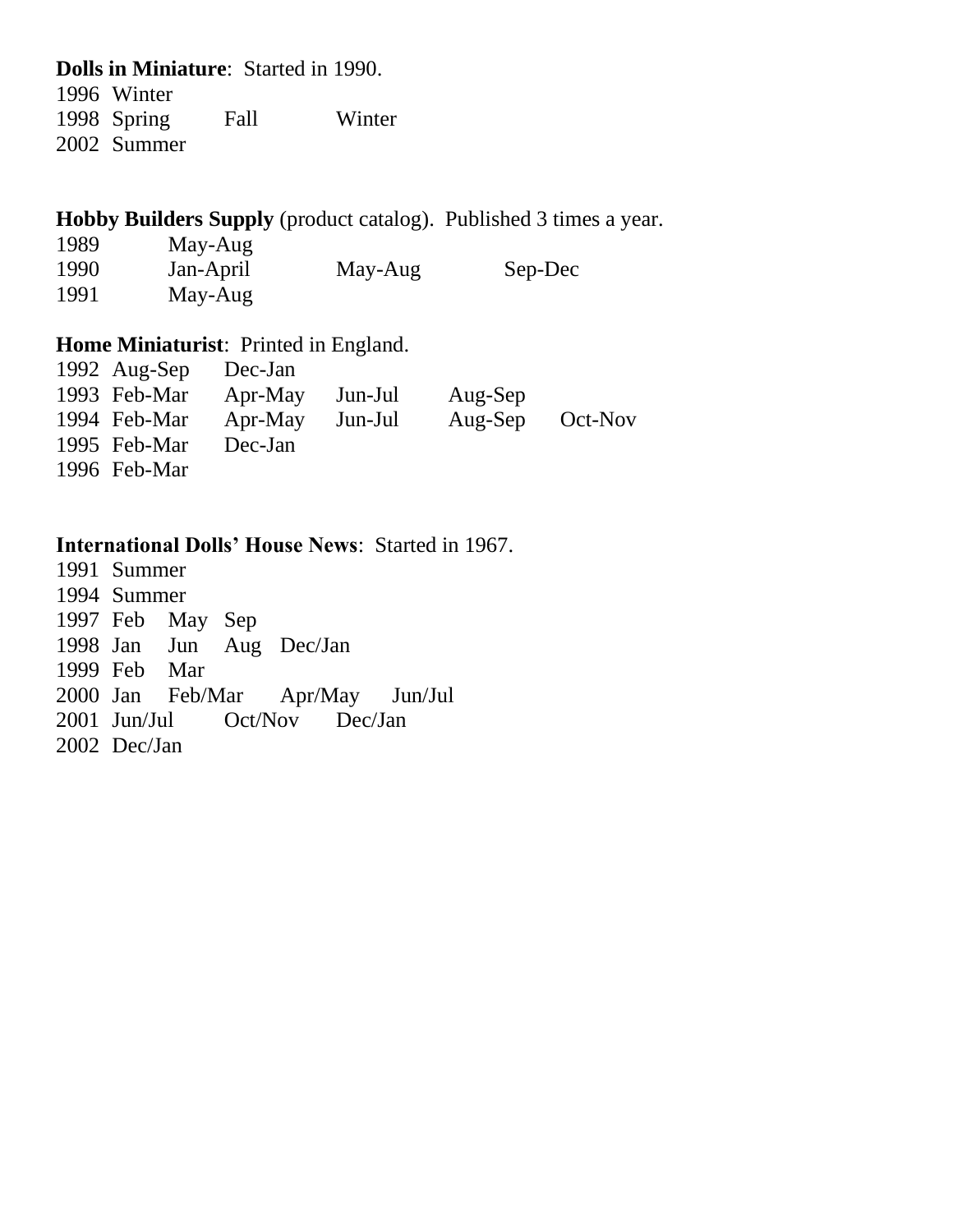**Dolls in Miniature**: Started in 1990.

1996 Winter
1998 Spring Fall Winter
2002 Summer

**Hobby Builders Supply** (product catalog). Published 3 times a year.

1989 May-Aug
1990 Jan-April May-Aug Sep-Dec
1991 May-Aug

**Home Miniaturist**: Printed in England.

1992 Aug-Sep Dec-Jan
1993 Feb-Mar Apr-May Jun-Jul Aug-Sep
1994 Feb-Mar Apr-May Jun-Jul Aug-Sep Oct-Nov
1995 Feb-Mar Dec-Jan
1996 Feb-Mar

**International Dolls' House News**: Started in 1967.

1991 Summer
1994 Summer
1997 Feb May Sep
1998 Jan Jun Aug Dec/Jan
1999 Feb Mar
2000 Jan Feb/Mar Apr/May Jun/Jul
2001 Jun/Jul Oct/Nov Dec/Jan
2002 Dec/Jan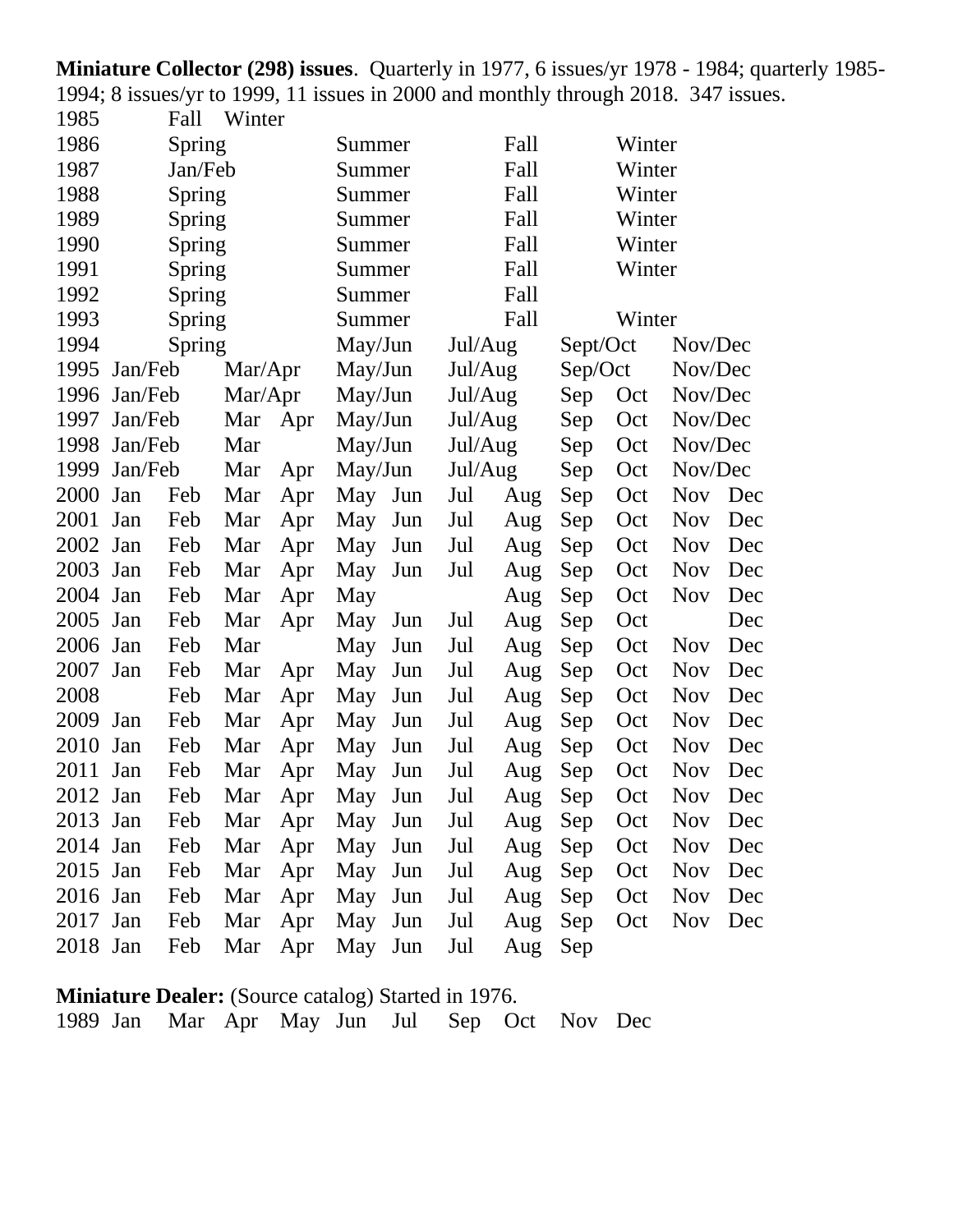**Miniature Collector (298) issues**. Quarterly in 1977, 6 issues/yr 1978 - 1984; quarterly 1985-1994; 8 issues/yr to 1999, 11 issues in 2000 and monthly through 2018. 347 issues.

| | | | | | | | | | | | | |
|---|---|---|---|---|---|---|---|---|---|---|---|---|
| 1985 | | Fall | Winter | | | | | | | | | |
| 1986 | | Spring | | | Summer | | | Fall | | Winter | | |
| 1987 | | Jan/Feb | | | Summer | | | Fall | | Winter | | |
| 1988 | | Spring | | | Summer | | | Fall | | Winter | | |
| 1989 | | Spring | | | Summer | | | Fall | | Winter | | |
| 1990 | | Spring | | | Summer | | | Fall | | Winter | | |
| 1991 | | Spring | | | Summer | | | Fall | | Winter | | |
| 1992 | | Spring | | | Summer | | | Fall | | | | |
| 1993 | | Spring | | | Summer | | | Fall | | Winter | | |
| 1994 | | Spring | | | May/Jun | | Jul/Aug | | Sept/Oct | | Nov/Dec | |
| 1995 | Jan/Feb | | Mar/Apr | | May/Jun | | Jul/Aug | | Sep/Oct | | Nov/Dec | |
| 1996 | Jan/Feb | | Mar/Apr | | May/Jun | | Jul/Aug | | Sep | Oct | Nov/Dec | |
| 1997 | Jan/Feb | | Mar | Apr | May/Jun | | Jul/Aug | | Sep | Oct | Nov/Dec | |
| 1998 | Jan/Feb | | Mar | | May/Jun | | Jul/Aug | | Sep | Oct | Nov/Dec | |
| 1999 | Jan/Feb | | Mar | Apr | May/Jun | | Jul/Aug | | Sep | Oct | Nov/Dec | |
| 2000 | Jan | Feb | Mar | Apr | May | Jun | Jul | Aug | Sep | Oct | Nov | Dec |
| 2001 | Jan | Feb | Mar | Apr | May | Jun | Jul | Aug | Sep | Oct | Nov | Dec |
| 2002 | Jan | Feb | Mar | Apr | May | Jun | Jul | Aug | Sep | Oct | Nov | Dec |
| 2003 | Jan | Feb | Mar | Apr | May | Jun | Jul | Aug | Sep | Oct | Nov | Dec |
| 2004 | Jan | Feb | Mar | Apr | May | | | Aug | Sep | Oct | Nov | Dec |
| 2005 | Jan | Feb | Mar | Apr | May | Jun | Jul | Aug | Sep | Oct | | Dec |
| 2006 | Jan | Feb | Mar | | May | Jun | Jul | Aug | Sep | Oct | Nov | Dec |
| 2007 | Jan | Feb | Mar | Apr | May | Jun | Jul | Aug | Sep | Oct | Nov | Dec |
| 2008 | | Feb | Mar | Apr | May | Jun | Jul | Aug | Sep | Oct | Nov | Dec |
| 2009 | Jan | Feb | Mar | Apr | May | Jun | Jul | Aug | Sep | Oct | Nov | Dec |
| 2010 | Jan | Feb | Mar | Apr | May | Jun | Jul | Aug | Sep | Oct | Nov | Dec |
| 2011 | Jan | Feb | Mar | Apr | May | Jun | Jul | Aug | Sep | Oct | Nov | Dec |
| 2012 | Jan | Feb | Mar | Apr | May | Jun | Jul | Aug | Sep | Oct | Nov | Dec |
| 2013 | Jan | Feb | Mar | Apr | May | Jun | Jul | Aug | Sep | Oct | Nov | Dec |
| 2014 | Jan | Feb | Mar | Apr | May | Jun | Jul | Aug | Sep | Oct | Nov | Dec |
| 2015 | Jan | Feb | Mar | Apr | May | Jun | Jul | Aug | Sep | Oct | Nov | Dec |
| 2016 | Jan | Feb | Mar | Apr | May | Jun | Jul | Aug | Sep | Oct | Nov | Dec |
| 2017 | Jan | Feb | Mar | Apr | May | Jun | Jul | Aug | Sep | Oct | Nov | Dec |
| 2018 | Jan | Feb | Mar | Apr | May | Jun | Jul | Aug | Sep | | | |

**Miniature Dealer:** (Source catalog) Started in 1976.

1989 Jan Mar Apr May Jun Jul Sep Oct Nov Dec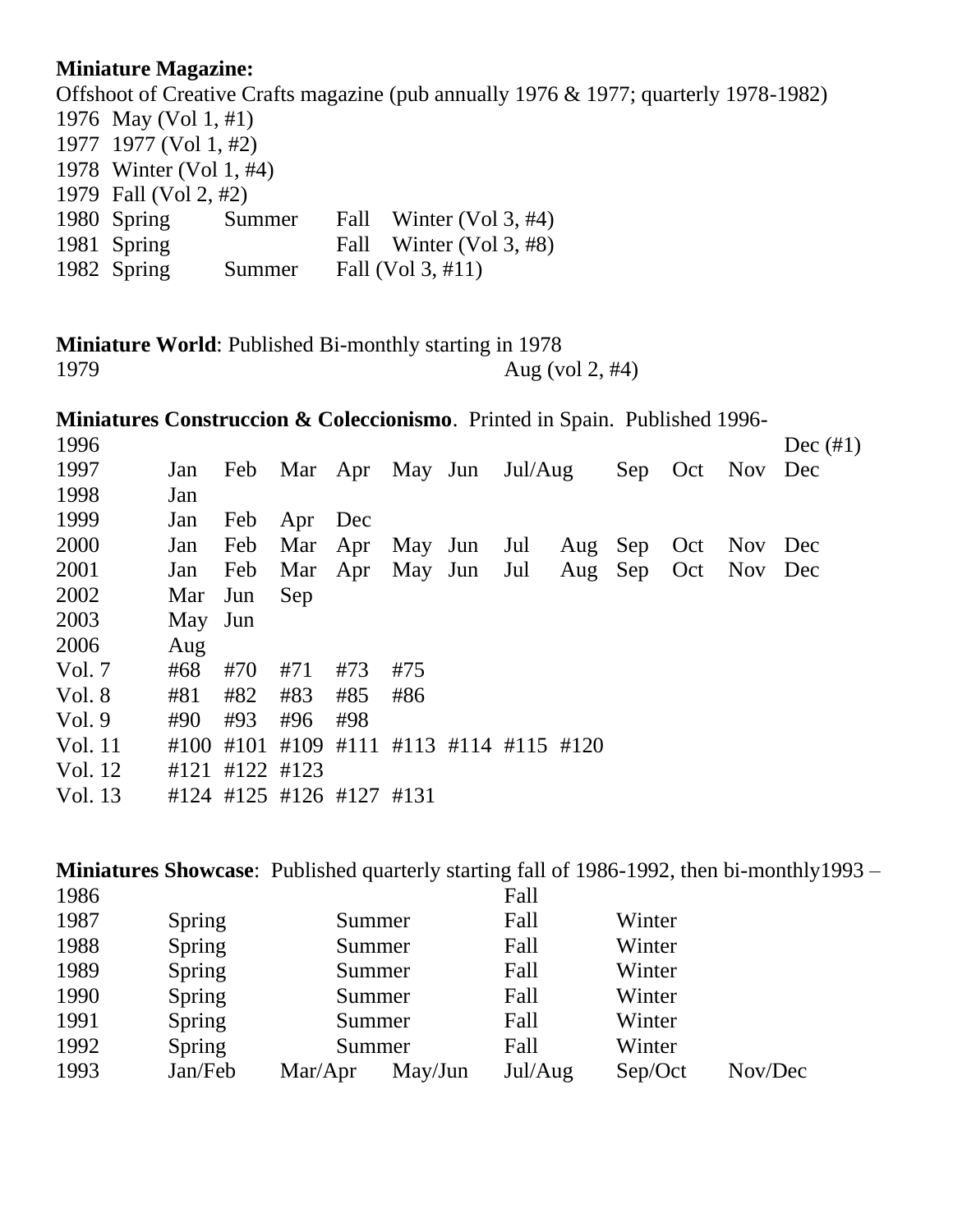**Miniature Magazine:**
Offshoot of Creative Crafts magazine (pub annually 1976 & 1977; quarterly 1978-1982)

| | | | |
|---|---|---|---|
| 1976 May (Vol 1, #1) | | | |
| 1977 1977 (Vol 1, #2) | | | |
| 1978 Winter (Vol 1, #4) | | | |
| 1979 Fall (Vol 2, #2) | | | |
| 1980 Spring | Summer | Fall | Winter (Vol 3, #4) |
| 1981 Spring | | Fall | Winter (Vol 3, #8) |
| 1982 Spring | Summer | Fall (Vol 3, #11) | |

**Miniature World**: Published Bi-monthly starting in 1978

1979 Aug (vol 2, #4)

**Miniatures Construccion & Coleccionismo**. Printed in Spain. Published 1996-

| | | | | | | | | | | | | |
|---|---|---|---|---|---|---|---|---|---|---|---|---|
| 1996 | | | | | | | | | | | | Dec (#1) |
| 1997 | Jan | Feb | Mar | Apr | May | Jun | Jul/Aug | | Sep | Oct | Nov | Dec |
| 1998 | Jan | | | | | | | | | | | |
| 1999 | Jan | Feb | Apr | Dec | | | | | | | | |
| 2000 | Jan | Feb | Mar | Apr | May | Jun | Jul | Aug | Sep | Oct | Nov | Dec |
| 2001 | Jan | Feb | Mar | Apr | May | Jun | Jul | Aug | Sep | Oct | Nov | Dec |
| 2002 | Mar | Jun | Sep | | | | | | | | | |
| 2003 | May | Jun | | | | | | | | | | |
| 2006 | Aug | | | | | | | | | | | |
| Vol. 7 | #68 | #70 | #71 | #73 | #75 | | | | | | | |
| Vol. 8 | #81 | #82 | #83 | #85 | #86 | | | | | | | |
| Vol. 9 | #90 | #93 | #96 | #98 | | | | | | | | |
| Vol. 11 | #100 | #101 | #109 | #111 | #113 | #114 | #115 | #120 | | | | |
| Vol. 12 | #121 | #122 | #123 | | | | | | | | | |
| Vol. 13 | #124 | #125 | #126 | #127 | #131 | | | | | | | |

**Miniatures Showcase**: Published quarterly starting fall of 1986-1992, then bi-monthly1993 –

| | | | | | | |
|---|---|---|---|---|---|---|
| 1986 | | | | Fall | | |
| 1987 | Spring | Summer | | Fall | Winter | |
| 1988 | Spring | Summer | | Fall | Winter | |
| 1989 | Spring | Summer | | Fall | Winter | |
| 1990 | Spring | Summer | | Fall | Winter | |
| 1991 | Spring | Summer | | Fall | Winter | |
| 1992 | Spring | Summer | | Fall | Winter | |
| 1993 | Jan/Feb | Mar/Apr | May/Jun | Jul/Aug | Sep/Oct | Nov/Dec |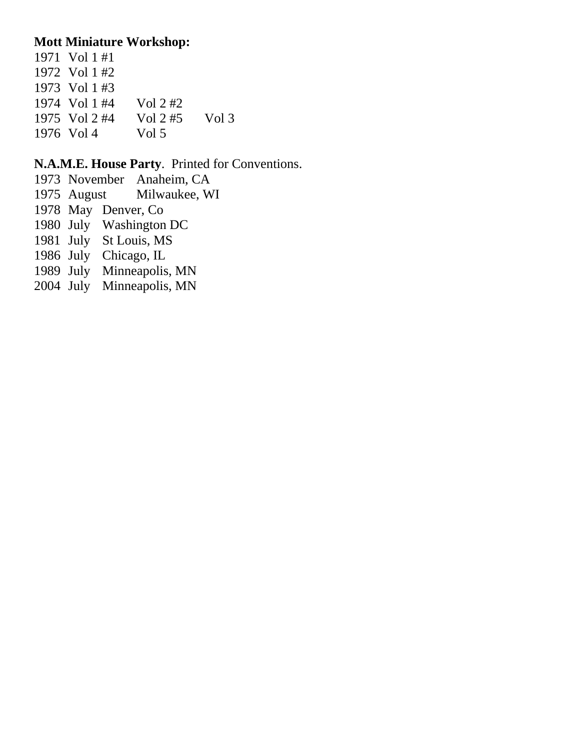**Mott Miniature Workshop:**

1971 Vol 1 #1
1972 Vol 1 #2
1973 Vol 1 #3
1974 Vol 1 #4 Vol 2 #2
1975 Vol 2 #4 Vol 2 #5 Vol 3
1976 Vol 4 Vol 5

**N.A.M.E. House Party**. Printed for Conventions.

1973 November Anaheim, CA
1975 August Milwaukee, WI
1978 May Denver, Co
1980 July Washington DC
1981 July St Louis, MS
1986 July Chicago, IL
1989 July Minneapolis, MN
2004 July Minneapolis, MN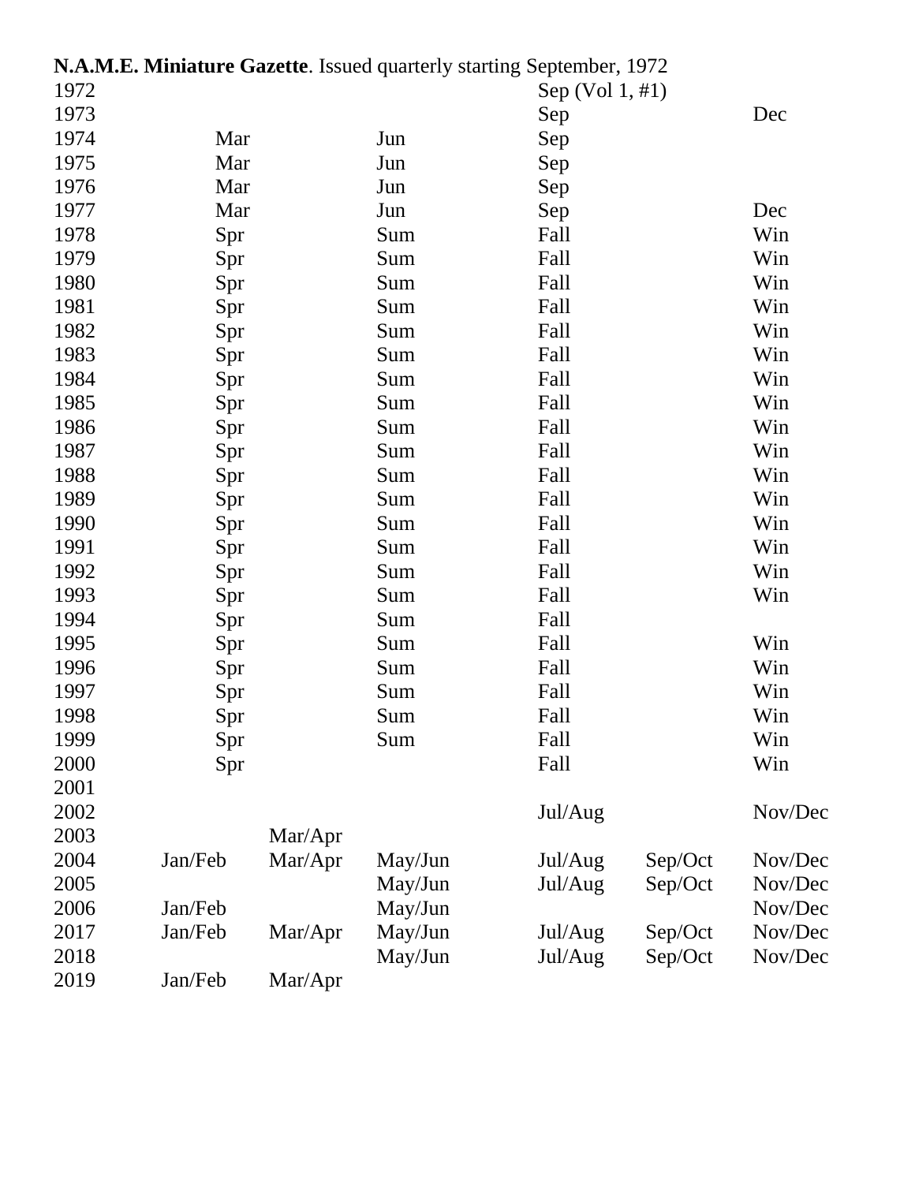**N.A.M.E. Miniature Gazette**. Issued quarterly starting September, 1972

| Year | | | | | | |
|---|---|---|---|---|---|---|
| 1972 | | | | Sep (Vol 1, #1) | | |
| 1973 | | | | Sep | | Dec |
| 1974 | Mar | | Jun | Sep | | |
| 1975 | Mar | | Jun | Sep | | |
| 1976 | Mar | | Jun | Sep | | |
| 1977 | Mar | | Jun | Sep | | Dec |
| 1978 | Spr | | Sum | Fall | | Win |
| 1979 | Spr | | Sum | Fall | | Win |
| 1980 | Spr | | Sum | Fall | | Win |
| 1981 | Spr | | Sum | Fall | | Win |
| 1982 | Spr | | Sum | Fall | | Win |
| 1983 | Spr | | Sum | Fall | | Win |
| 1984 | Spr | | Sum | Fall | | Win |
| 1985 | Spr | | Sum | Fall | | Win |
| 1986 | Spr | | Sum | Fall | | Win |
| 1987 | Spr | | Sum | Fall | | Win |
| 1988 | Spr | | Sum | Fall | | Win |
| 1989 | Spr | | Sum | Fall | | Win |
| 1990 | Spr | | Sum | Fall | | Win |
| 1991 | Spr | | Sum | Fall | | Win |
| 1992 | Spr | | Sum | Fall | | Win |
| 1993 | Spr | | Sum | Fall | | Win |
| 1994 | Spr | | Sum | Fall | | |
| 1995 | Spr | | Sum | Fall | | Win |
| 1996 | Spr | | Sum | Fall | | Win |
| 1997 | Spr | | Sum | Fall | | Win |
| 1998 | Spr | | Sum | Fall | | Win |
| 1999 | Spr | | Sum | Fall | | Win |
| 2000 | Spr | | | Fall | | Win |
| 2001 | | | | | | |
| 2002 | | | | Jul/Aug | | Nov/Dec |
| 2003 | | Mar/Apr | | | | |
| 2004 | Jan/Feb | Mar/Apr | May/Jun | Jul/Aug | Sep/Oct | Nov/Dec |
| 2005 | | | May/Jun | Jul/Aug | Sep/Oct | Nov/Dec |
| 2006 | Jan/Feb | | May/Jun | | | Nov/Dec |
| 2017 | Jan/Feb | Mar/Apr | May/Jun | Jul/Aug | Sep/Oct | Nov/Dec |
| 2018 | | | May/Jun | Jul/Aug | Sep/Oct | Nov/Dec |
| 2019 | Jan/Feb | Mar/Apr | | | | |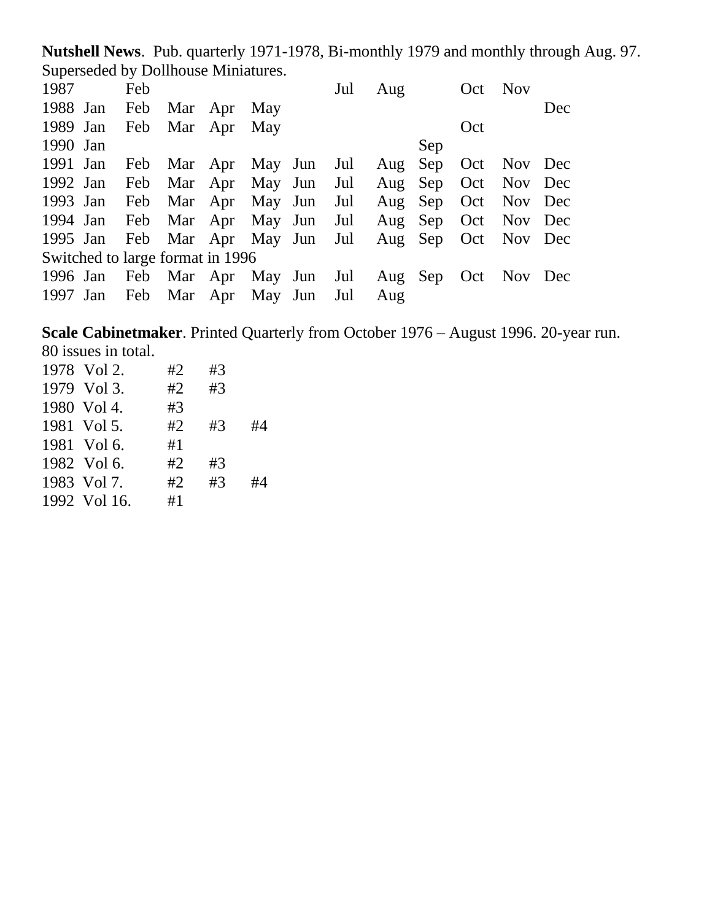**Nutshell News**. Pub. quarterly 1971-1978, Bi-monthly 1979 and monthly through Aug. 97. Superseded by Dollhouse Miniatures.

| | | | | | | | | | | | | |
|---|---|---|---|---|---|---|---|---|---|---|---|---|
| 1987 | | Feb | | | | | Jul | Aug | | Oct | Nov | |
| 1988 | Jan | Feb | Mar | Apr | May | | | | | | | Dec |
| 1989 | Jan | Feb | Mar | Apr | May | | | | | Oct | | |
| 1990 | Jan | | | | | | | | Sep | | | |
| 1991 | Jan | Feb | Mar | Apr | May | Jun | Jul | Aug | Sep | Oct | Nov | Dec |
| 1992 | Jan | Feb | Mar | Apr | May | Jun | Jul | Aug | Sep | Oct | Nov | Dec |
| 1993 | Jan | Feb | Mar | Apr | May | Jun | Jul | Aug | Sep | Oct | Nov | Dec |
| 1994 | Jan | Feb | Mar | Apr | May | Jun | Jul | Aug | Sep | Oct | Nov | Dec |
| 1995 | Jan | Feb | Mar | Apr | May | Jun | Jul | Aug | Sep | Oct | Nov | Dec |
| Switched to large format in 1996 | | | | | | | | | | | | |
| 1996 | Jan | Feb | Mar | Apr | May | Jun | Jul | Aug | Sep | Oct | Nov | Dec |
| 1997 | Jan | Feb | Mar | Apr | May | Jun | Jul | Aug | | | | |

**Scale Cabinetmaker**. Printed Quarterly from October 1976 – August 1996. 20-year run. 80 issues in total.

| | | | | |
|---|---|---|---|---|
| 1978 | Vol 2. | #2 | #3 | |
| 1979 | Vol 3. | #2 | #3 | |
| 1980 | Vol 4. | #3 | | |
| 1981 | Vol 5. | #2 | #3 | #4 |
| 1981 | Vol 6. | #1 | | |
| 1982 | Vol 6. | #2 | #3 | |
| 1983 | Vol 7. | #2 | #3 | #4 |
| 1992 | Vol 16. | #1 | | |